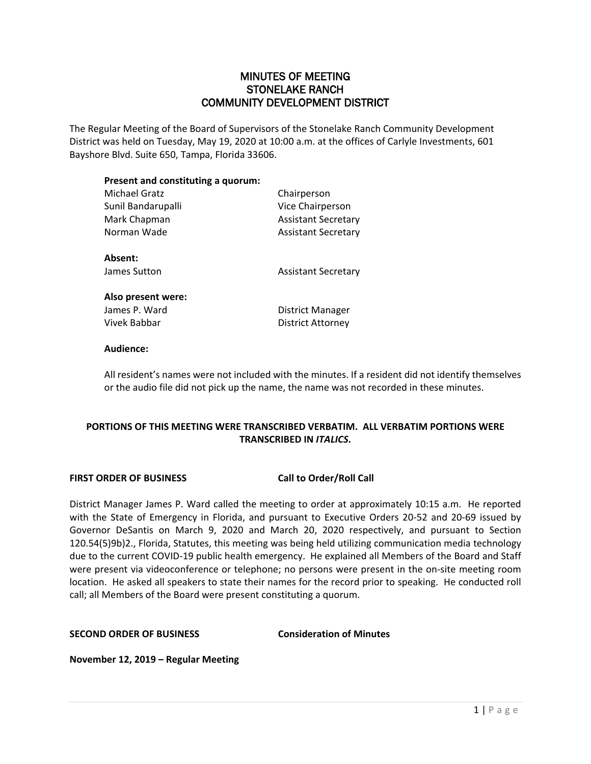# MINUTES OF MEETING
# STONELAKE RANCH
# COMMUNITY DEVELOPMENT DISTRICT

The Regular Meeting of the Board of Supervisors of the Stonelake Ranch Community Development District was held on Tuesday, May 19, 2020 at 10:00 a.m. at the offices of Carlyle Investments, 601 Bayshore Blvd. Suite 650, Tampa, Florida 33606.

**Present and constituting a quorum:**

| | |
|---|---|
| Michael Gratz | Chairperson |
| Sunil Bandarupalli | Vice Chairperson |
| Mark Chapman | Assistant Secretary |
| Norman Wade | Assistant Secretary |

**Absent:**

| | |
|---|---|
| James Sutton | Assistant Secretary |

**Also present were:**

| | |
|---|---|
| James P. Ward | District Manager |
| Vivek Babbar | District Attorney |

**Audience:**

All resident's names were not included with the minutes. If a resident did not identify themselves or the audio file did not pick up the name, the name was not recorded in these minutes.

**PORTIONS OF THIS MEETING WERE TRANSCRIBED VERBATIM. ALL VERBATIM PORTIONS WERE TRANSCRIBED IN *ITALICS*.**

**FIRST ORDER OF BUSINESS** **Call to Order/Roll Call**

District Manager James P. Ward called the meeting to order at approximately 10:15 a.m. He reported with the State of Emergency in Florida, and pursuant to Executive Orders 20-52 and 20-69 issued by Governor DeSantis on March 9, 2020 and March 20, 2020 respectively, and pursuant to Section 120.54(5)9b)2., Florida, Statutes, this meeting was being held utilizing communication media technology due to the current COVID-19 public health emergency. He explained all Members of the Board and Staff were present via videoconference or telephone; no persons were present in the on-site meeting room location. He asked all speakers to state their names for the record prior to speaking. He conducted roll call; all Members of the Board were present constituting a quorum.

**SECOND ORDER OF BUSINESS** **Consideration of Minutes**

**November 12, 2019 – Regular Meeting**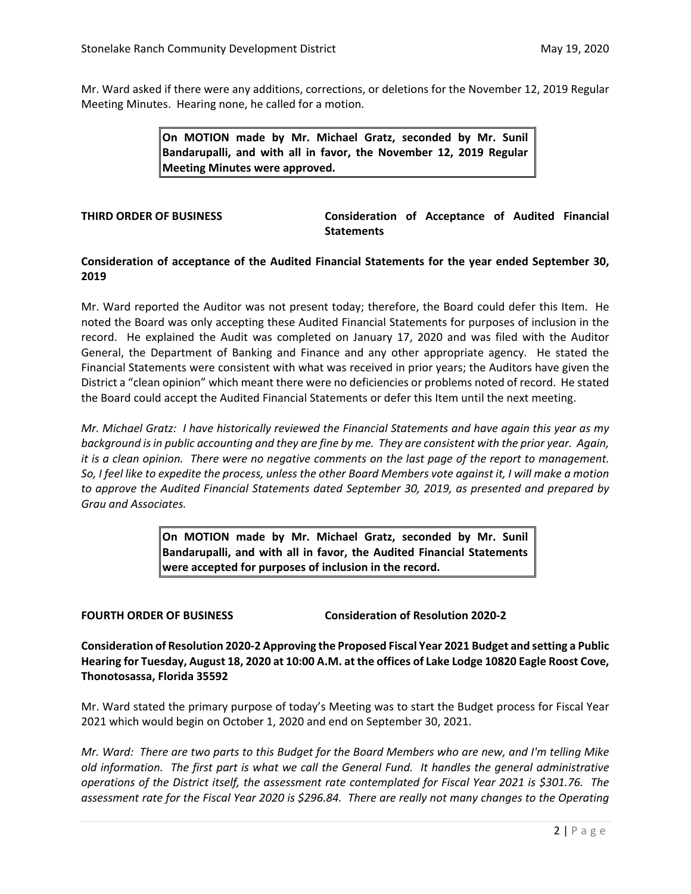Mr. Ward asked if there were any additions, corrections, or deletions for the November 12, 2019 Regular Meeting Minutes. Hearing none, he called for a motion.

> **On MOTION made by Mr. Michael Gratz, seconded by Mr. Sunil Bandarupalli, and with all in favor, the November 12, 2019 Regular Meeting Minutes were approved.**

**THIRD ORDER OF BUSINESS** **Consideration of Acceptance of Audited Financial Statements**

**Consideration of acceptance of the Audited Financial Statements for the year ended September 30, 2019**

Mr. Ward reported the Auditor was not present today; therefore, the Board could defer this Item. He noted the Board was only accepting these Audited Financial Statements for purposes of inclusion in the record. He explained the Audit was completed on January 17, 2020 and was filed with the Auditor General, the Department of Banking and Finance and any other appropriate agency. He stated the Financial Statements were consistent with what was received in prior years; the Auditors have given the District a "clean opinion" which meant there were no deficiencies or problems noted of record. He stated the Board could accept the Audited Financial Statements or defer this Item until the next meeting.

*Mr. Michael Gratz: I have historically reviewed the Financial Statements and have again this year as my background is in public accounting and they are fine by me. They are consistent with the prior year. Again, it is a clean opinion. There were no negative comments on the last page of the report to management. So, I feel like to expedite the process, unless the other Board Members vote against it, I will make a motion to approve the Audited Financial Statements dated September 30, 2019, as presented and prepared by Grau and Associates.*

> **On MOTION made by Mr. Michael Gratz, seconded by Mr. Sunil Bandarupalli, and with all in favor, the Audited Financial Statements were accepted for purposes of inclusion in the record.**

**FOURTH ORDER OF BUSINESS** **Consideration of Resolution 2020-2**

**Consideration of Resolution 2020-2 Approving the Proposed Fiscal Year 2021 Budget and setting a Public Hearing for Tuesday, August 18, 2020 at 10:00 A.M. at the offices of Lake Lodge 10820 Eagle Roost Cove, Thonotosassa, Florida 35592**

Mr. Ward stated the primary purpose of today's Meeting was to start the Budget process for Fiscal Year 2021 which would begin on October 1, 2020 and end on September 30, 2021.

*Mr. Ward: There are two parts to this Budget for the Board Members who are new, and I'm telling Mike old information. The first part is what we call the General Fund. It handles the general administrative operations of the District itself, the assessment rate contemplated for Fiscal Year 2021 is $301.76. The assessment rate for the Fiscal Year 2020 is $296.84. There are really not many changes to the Operating*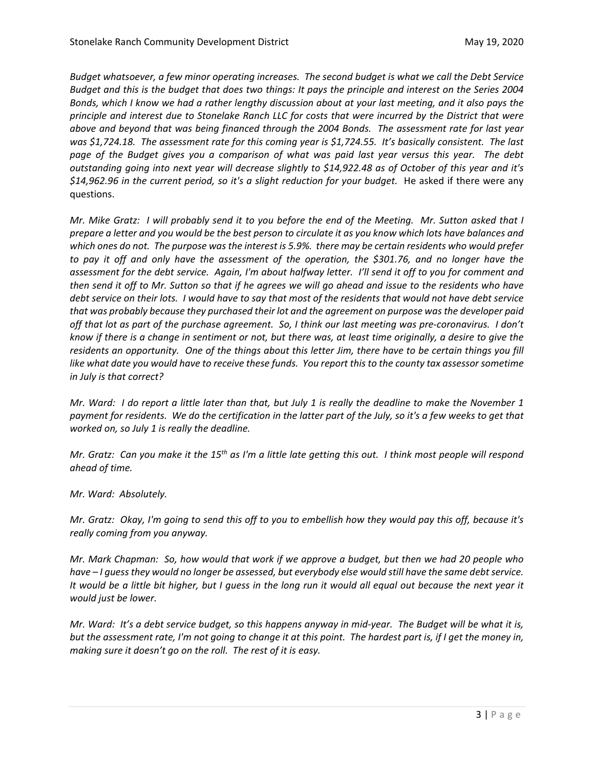*Budget whatsoever, a few minor operating increases. The second budget is what we call the Debt Service Budget and this is the budget that does two things: It pays the principle and interest on the Series 2004 Bonds, which I know we had a rather lengthy discussion about at your last meeting, and it also pays the principle and interest due to Stonelake Ranch LLC for costs that were incurred by the District that were above and beyond that was being financed through the 2004 Bonds. The assessment rate for last year was $1,724.18. The assessment rate for this coming year is $1,724.55. It's basically consistent. The last page of the Budget gives you a comparison of what was paid last year versus this year. The debt outstanding going into next year will decrease slightly to $14,922.48 as of October of this year and it's $14,962.96 in the current period, so it's a slight reduction for your budget.* He asked if there were any questions.

*Mr. Mike Gratz: I will probably send it to you before the end of the Meeting. Mr. Sutton asked that I prepare a letter and you would be the best person to circulate it as you know which lots have balances and which ones do not. The purpose was the interest is 5.9%. there may be certain residents who would prefer to pay it off and only have the assessment of the operation, the $301.76, and no longer have the assessment for the debt service. Again, I'm about halfway letter. I'll send it off to you for comment and then send it off to Mr. Sutton so that if he agrees we will go ahead and issue to the residents who have debt service on their lots. I would have to say that most of the residents that would not have debt service that was probably because they purchased their lot and the agreement on purpose was the developer paid off that lot as part of the purchase agreement. So, I think our last meeting was pre-coronavirus. I don't know if there is a change in sentiment or not, but there was, at least time originally, a desire to give the residents an opportunity. One of the things about this letter Jim, there have to be certain things you fill like what date you would have to receive these funds. You report this to the county tax assessor sometime in July is that correct?*

*Mr. Ward: I do report a little later than that, but July 1 is really the deadline to make the November 1 payment for residents. We do the certification in the latter part of the July, so it's a few weeks to get that worked on, so July 1 is really the deadline.*

*Mr. Gratz: Can you make it the 15th as I'm a little late getting this out. I think most people will respond ahead of time.*

*Mr. Ward: Absolutely.*

*Mr. Gratz: Okay, I'm going to send this off to you to embellish how they would pay this off, because it's really coming from you anyway.*

*Mr. Mark Chapman: So, how would that work if we approve a budget, but then we had 20 people who have – I guess they would no longer be assessed, but everybody else would still have the same debt service. It would be a little bit higher, but I guess in the long run it would all equal out because the next year it would just be lower.*

*Mr. Ward: It's a debt service budget, so this happens anyway in mid-year. The Budget will be what it is, but the assessment rate, I'm not going to change it at this point. The hardest part is, if I get the money in, making sure it doesn't go on the roll. The rest of it is easy.*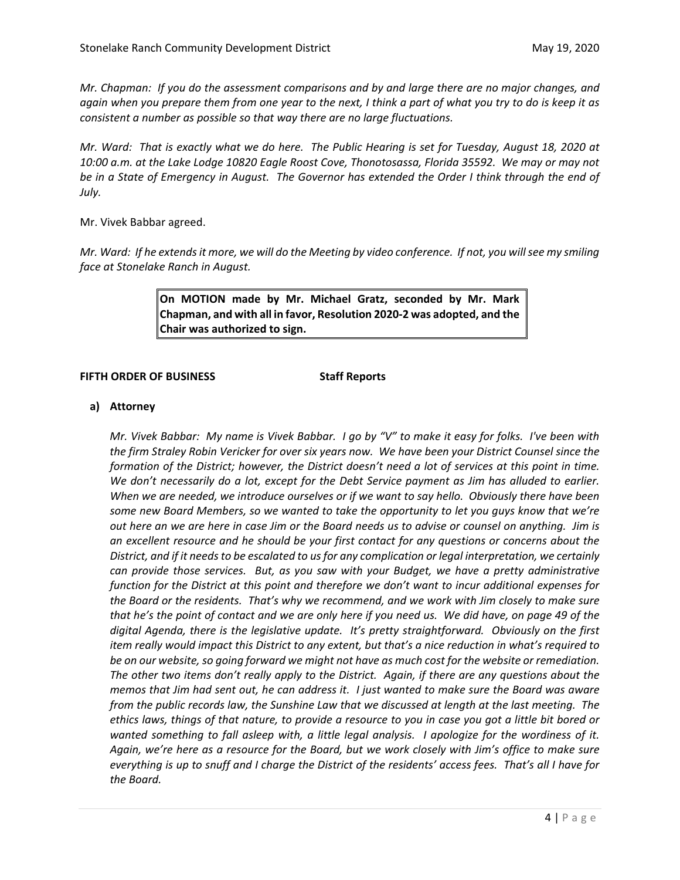*Mr. Chapman: If you do the assessment comparisons and by and large there are no major changes, and again when you prepare them from one year to the next, I think a part of what you try to do is keep it as consistent a number as possible so that way there are no large fluctuations.*

*Mr. Ward: That is exactly what we do here. The Public Hearing is set for Tuesday, August 18, 2020 at 10:00 a.m. at the Lake Lodge 10820 Eagle Roost Cove, Thonotosassa, Florida 35592. We may or may not be in a State of Emergency in August. The Governor has extended the Order I think through the end of July.*

Mr. Vivek Babbar agreed.

*Mr. Ward: If he extends it more, we will do the Meeting by video conference. If not, you will see my smiling face at Stonelake Ranch in August.*

> **On MOTION made by Mr. Michael Gratz, seconded by Mr. Mark Chapman, and with all in favor, Resolution 2020-2 was adopted, and the Chair was authorized to sign.**

**FIFTH ORDER OF BUSINESS** **Staff Reports**

**a) Attorney**

*Mr. Vivek Babbar: My name is Vivek Babbar. I go by "V" to make it easy for folks. I've been with the firm Straley Robin Vericker for over six years now. We have been your District Counsel since the formation of the District; however, the District doesn't need a lot of services at this point in time. We don't necessarily do a lot, except for the Debt Service payment as Jim has alluded to earlier. When we are needed, we introduce ourselves or if we want to say hello. Obviously there have been some new Board Members, so we wanted to take the opportunity to let you guys know that we're out here an we are here in case Jim or the Board needs us to advise or counsel on anything. Jim is an excellent resource and he should be your first contact for any questions or concerns about the District, and if it needs to be escalated to us for any complication or legal interpretation, we certainly can provide those services. But, as you saw with your Budget, we have a pretty administrative function for the District at this point and therefore we don't want to incur additional expenses for the Board or the residents. That's why we recommend, and we work with Jim closely to make sure that he's the point of contact and we are only here if you need us. We did have, on page 49 of the digital Agenda, there is the legislative update. It's pretty straightforward. Obviously on the first item really would impact this District to any extent, but that's a nice reduction in what's required to be on our website, so going forward we might not have as much cost for the website or remediation. The other two items don't really apply to the District. Again, if there are any questions about the memos that Jim had sent out, he can address it. I just wanted to make sure the Board was aware from the public records law, the Sunshine Law that we discussed at length at the last meeting. The ethics laws, things of that nature, to provide a resource to you in case you got a little bit bored or wanted something to fall asleep with, a little legal analysis. I apologize for the wordiness of it. Again, we're here as a resource for the Board, but we work closely with Jim's office to make sure everything is up to snuff and I charge the District of the residents' access fees. That's all I have for the Board.*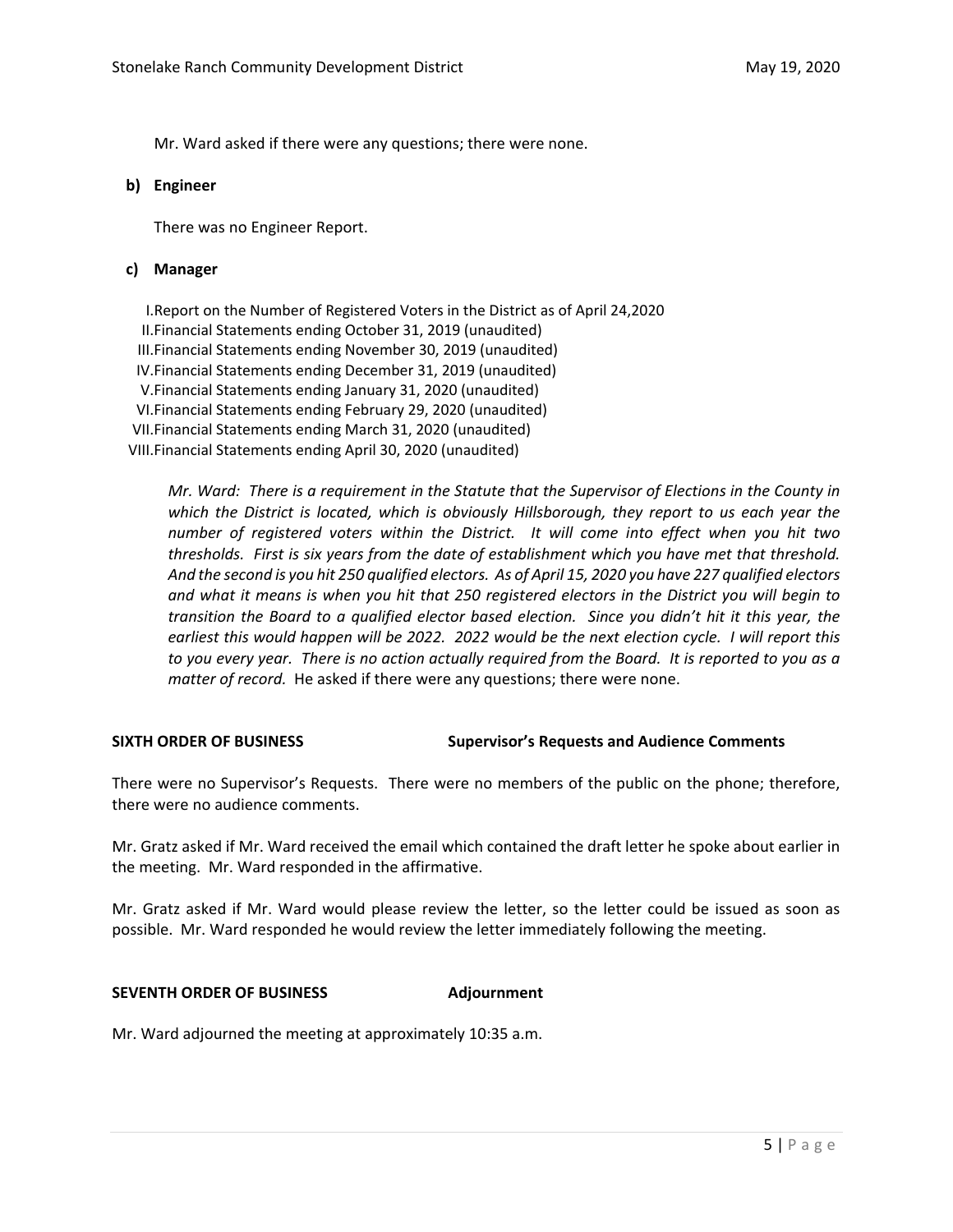Mr. Ward asked if there were any questions; there were none.

**b) Engineer**

There was no Engineer Report.

**c) Manager**

I. Report on the Number of Registered Voters in the District as of April 24,2020
II. Financial Statements ending October 31, 2019 (unaudited)
III. Financial Statements ending November 30, 2019 (unaudited)
IV. Financial Statements ending December 31, 2019 (unaudited)
V. Financial Statements ending January 31, 2020 (unaudited)
VI. Financial Statements ending February 29, 2020 (unaudited)
VII. Financial Statements ending March 31, 2020 (unaudited)
VIII. Financial Statements ending April 30, 2020 (unaudited)

*Mr. Ward: There is a requirement in the Statute that the Supervisor of Elections in the County in which the District is located, which is obviously Hillsborough, they report to us each year the number of registered voters within the District. It will come into effect when you hit two thresholds. First is six years from the date of establishment which you have met that threshold. And the second is you hit 250 qualified electors. As of April 15, 2020 you have 227 qualified electors and what it means is when you hit that 250 registered electors in the District you will begin to transition the Board to a qualified elector based election. Since you didn't hit it this year, the earliest this would happen will be 2022. 2022 would be the next election cycle. I will report this to you every year. There is no action actually required from the Board. It is reported to you as a matter of record.* He asked if there were any questions; there were none.

**SIXTH ORDER OF BUSINESS** **Supervisor's Requests and Audience Comments**

There were no Supervisor's Requests. There were no members of the public on the phone; therefore, there were no audience comments.

Mr. Gratz asked if Mr. Ward received the email which contained the draft letter he spoke about earlier in the meeting. Mr. Ward responded in the affirmative.

Mr. Gratz asked if Mr. Ward would please review the letter, so the letter could be issued as soon as possible. Mr. Ward responded he would review the letter immediately following the meeting.

**SEVENTH ORDER OF BUSINESS** **Adjournment**

Mr. Ward adjourned the meeting at approximately 10:35 a.m.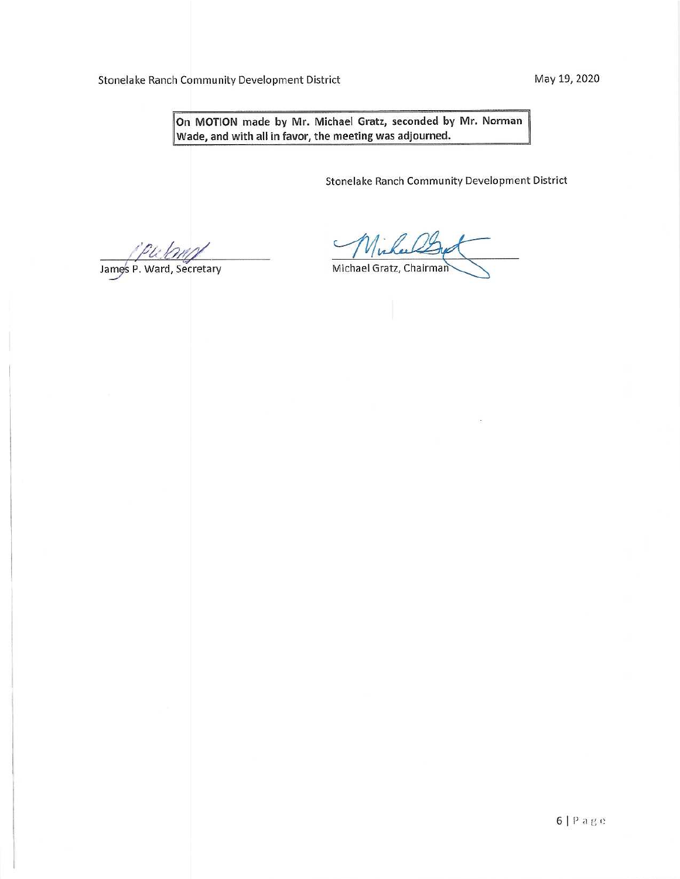**On MOTION made by Mr. Michael Gratz, seconded by Mr. Norman Wade, and with all in favor, the meeting was adjourned.**

Stonelake Ranch Community Development District

James P. Ward, Secretary

Michael Gratz, Chairman